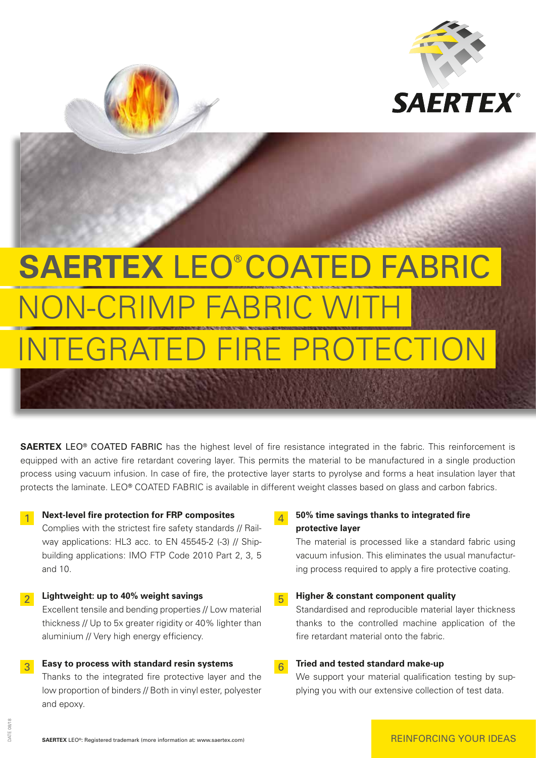# **SAERTEX** LEO® COATED FABRIC NON-CRIMP FABRIC WITH INTEGRATED FIRE PROTECTION

**SAERTEX** LEO® COATED FABRIC has the highest level of fire resistance integrated in the fabric. This reinforcement is equipped with an active fire retardant covering layer. This permits the material to be manufactured in a single production process using vacuum infusion. In case of fire, the protective layer starts to pyrolyse and forms a heat insulation layer that protects the laminate. LEO® COATED FABRIC is available in different weight classes based on glass and carbon fabrics.

1. **Next-level fire protection for FRP composites**
   Complies with the strictest fire safety standards // Railway applications: HL3 acc. to EN 45545-2 (-3) // Shipbuilding applications: IMO FTP Code 2010 Part 2, 3, 5 and 10.

2. **Lightweight: up to 40% weight savings**
   Excellent tensile and bending properties // Low material thickness // Up to 5x greater rigidity or 40% lighter than aluminium // Very high energy efficiency.

3. **Easy to process with standard resin systems**
   Thanks to the integrated fire protective layer and the low proportion of binders // Both in vinyl ester, polyester and epoxy.

4. **50% time savings thanks to integrated fire protective layer**
   The material is processed like a standard fabric using vacuum infusion. This eliminates the usual manufacturing process required to apply a fire protective coating.

5. **Higher & constant component quality**
   Standardised and reproducible material layer thickness thanks to the controlled machine application of the fire retardant material onto the fabric.

6. **Tried and tested standard make-up**
   We support your material qualification testing by supplying you with our extensive collection of test data.

**SAERTEX** LEO®: Registered trademark (more information at: www.saertex.com)

REINFORCING YOUR IDEAS

DATE 08/18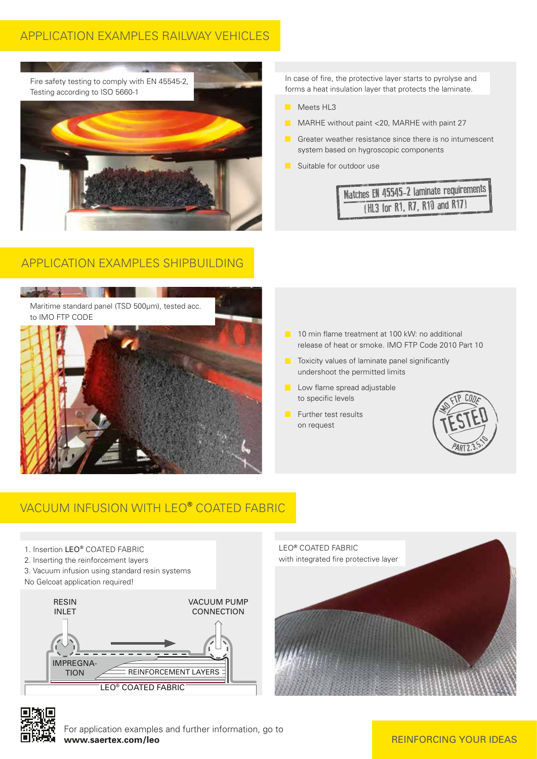## APPLICATION EXAMPLES RAILWAY VEHICLES

Fire safety testing to comply with EN 45545-2, Testing according to ISO 5660-1

In case of fire, the protective layer starts to pyrolyse and forms a heat insulation layer that protects the laminate.

- Meets HL3
- MARHE without paint <20, MARHE with paint 27
- Greater weather resistance since there is no intumescent system based on hygroscopic components
- Suitable for outdoor use

Matches EN 45545-2 laminate requirements (HL3 for R1, R7, R10 and R17)

## APPLICATION EXAMPLES SHIPBUILDING

Maritime standard panel (TSD 500µm), tested acc. to IMO FTP CODE

- 10 min flame treatment at 100 kW: no additional release of heat or smoke. IMO FTP Code 2010 Part 10
- Toxicity values of laminate panel significantly undershoot the permitted limits
- Low flame spread adjustable to specific levels
- Further test results on request

IMO FTP CODE TESTED PART 2,3,5,10

## VACUUM INFUSION WITH LEO® COATED FABRIC

1. Insertion **LEO®** COATED FABRIC
2. Inserting the reinforcement layers
3. Vacuum infusion using standard resin systems

No Gelcoat application required!

RESIN INLET

VACUUM PUMP CONNECTION

IMPREGNATION

REINFORCEMENT LAYERS

LEO® COATED FABRIC

LEO® COATED FABRIC with integrated fire protective layer

For application examples and further information, go to **www.saertex.com/leo**

REINFORCING YOUR IDEAS